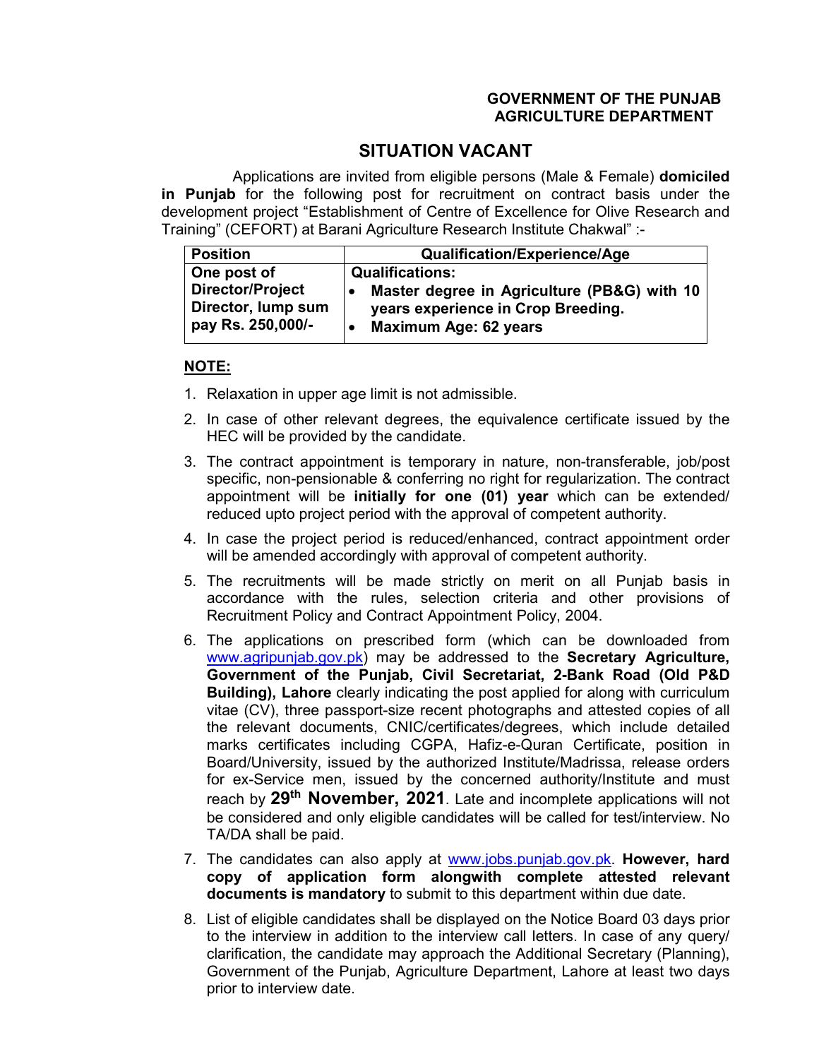**GOVERNMENT OF THE PUNJAB**
**AGRICULTURE DEPARTMENT**

# SITUATION VACANT

Applications are invited from eligible persons (Male & Female) **domiciled in Punjab** for the following post for recruitment on contract basis under the development project "Establishment of Centre of Excellence for Olive Research and Training" (CEFORT) at Barani Agriculture Research Institute Chakwal" :-

| Position | Qualification/Experience/Age |
|---|---|
| **One post of Director/Project Director, lump sum pay Rs. 250,000/-** | **Qualifications:**<br>• **Master degree in Agriculture (PB&G) with 10 years experience in Crop Breeding.**<br>• **Maximum Age: 62 years** |

**NOTE:**

1. Relaxation in upper age limit is not admissible.
2. In case of other relevant degrees, the equivalence certificate issued by the HEC will be provided by the candidate.
3. The contract appointment is temporary in nature, non-transferable, job/post specific, non-pensionable & conferring no right for regularization. The contract appointment will be **initially for one (01) year** which can be extended/ reduced upto project period with the approval of competent authority.
4. In case the project period is reduced/enhanced, contract appointment order will be amended accordingly with approval of competent authority.
5. The recruitments will be made strictly on merit on all Punjab basis in accordance with the rules, selection criteria and other provisions of Recruitment Policy and Contract Appointment Policy, 2004.
6. The applications on prescribed form (which can be downloaded from www.agripunjab.gov.pk) may be addressed to the **Secretary Agriculture, Government of the Punjab, Civil Secretariat, 2-Bank Road (Old P&D Building), Lahore** clearly indicating the post applied for along with curriculum vitae (CV), three passport-size recent photographs and attested copies of all the relevant documents, CNIC/certificates/degrees, which include detailed marks certificates including CGPA, Hafiz-e-Quran Certificate, position in Board/University, issued by the authorized Institute/Madrissa, release orders for ex-Service men, issued by the concerned authority/Institute and must reach by **29th November, 2021**. Late and incomplete applications will not be considered and only eligible candidates will be called for test/interview. No TA/DA shall be paid.
7. The candidates can also apply at www.jobs.punjab.gov.pk. **However, hard copy of application form alongwith complete attested relevant documents is mandatory** to submit to this department within due date.
8. List of eligible candidates shall be displayed on the Notice Board 03 days prior to the interview in addition to the interview call letters. In case of any query/ clarification, the candidate may approach the Additional Secretary (Planning), Government of the Punjab, Agriculture Department, Lahore at least two days prior to interview date.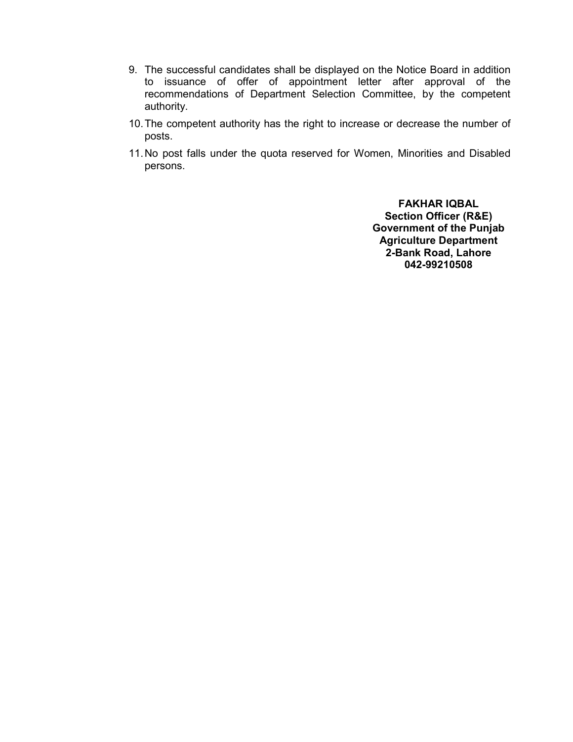9. The successful candidates shall be displayed on the Notice Board in addition to issuance of offer of appointment letter after approval of the recommendations of Department Selection Committee, by the competent authority.
10. The competent authority has the right to increase or decrease the number of posts.
11. No post falls under the quota reserved for Women, Minorities and Disabled persons.

**FAKHAR IQBAL**
**Section Officer (R&E)**
**Government of the Punjab**
**Agriculture Department**
**2-Bank Road, Lahore**
**042-99210508**